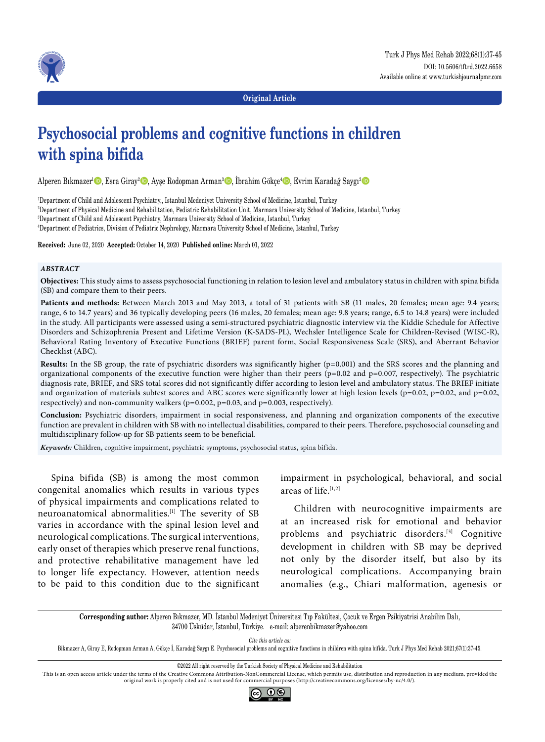Original Article

# Psychosocial problems and cognitive functions in children with spina bifida

Alperen Bıkmazer[1], Esra Giray[2], Ayşe Rodopman Arman[3], İbrahim Gökçe[4], Evrim Karadağ Saygı[2]

[1]Department of Child and Adolescent Psychiatry,, Istanbul Medeniyet University School of Medicine, Istanbul, Turkey
[2]Department of Physical Medicine and Rehabilitation, Pediatric Rehabilitation Unit, Marmara University School of Medicine, Istanbul, Turkey
[3]Department of Child and Adolescent Psychiatry, Marmara University School of Medicine, Istanbul, Turkey
[4]Department of Pediatrics, Division of Pediatric Nephrology, Marmara University School of Medicine, Istanbul, Turkey

**Received:** June 02, 2020 **Accepted:** October 14, 2020 **Published online:** March 01, 2022

### *ABSTRACT*

**Objectives:** This study aims to assess psychosocial functioning in relation to lesion level and ambulatory status in children with spina bifida (SB) and compare them to their peers.

**Patients and methods:** Between March 2013 and May 2013, a total of 31 patients with SB (11 males, 20 females; mean age: 9.4 years; range, 6 to 14.7 years) and 36 typically developing peers (16 males, 20 females; mean age: 9.8 years; range, 6.5 to 14.8 years) were included in the study. All participants were assessed using a semi-structured psychiatric diagnostic interview via the Kiddie Schedule for Affective Disorders and Schizophrenia Present and Lifetime Version (K-SADS-PL), Wechsler Intelligence Scale for Children-Revised (WISC-R), Behavioral Rating Inventory of Executive Functions (BRIEF) parent form, Social Responsiveness Scale (SRS), and Aberrant Behavior Checklist (ABC).

**Results:** In the SB group, the rate of psychiatric disorders was significantly higher (p=0.001) and the SRS scores and the planning and organizational components of the executive function were higher than their peers (p=0.02 and p=0.007, respectively). The psychiatric diagnosis rate, BRIEF, and SRS total scores did not significantly differ according to lesion level and ambulatory status. The BRIEF initiate and organization of materials subtest scores and ABC scores were significantly lower at high lesion levels (p=0.02, p=0.02, and p=0.02, respectively) and non-community walkers (p=0.002, p=0.03, and p=0.003, respectively).

**Conclusion:** Psychiatric disorders, impairment in social responsiveness, and planning and organization components of the executive function are prevalent in children with SB with no intellectual disabilities, compared to their peers. Therefore, psychosocial counseling and multidisciplinary follow-up for SB patients seem to be beneficial.

***Keywords:*** Children, cognitive impairment, psychiatric symptoms, psychosocial status, spina bifida.

Spina bifida (SB) is among the most common congenital anomalies which results in various types of physical impairments and complications related to neuroanatomical abnormalities.[1] The severity of SB varies in accordance with the spinal lesion level and neurological complications. The surgical interventions, early onset of therapies which preserve renal functions, and protective rehabilitative management have led to longer life expectancy. However, attention needs to be paid to this condition due to the significant impairment in psychological, behavioral, and social areas of life.[1,2]

Children with neurocognitive impairments are at an increased risk for emotional and behavior problems and psychiatric disorders.[3] Cognitive development in children with SB may be deprived not only by the disorder itself, but also by its neurological complications. Accompanying brain anomalies (e.g., Chiari malformation, agenesis or

**Corresponding author:** Alperen Bıkmazer, MD. İstanbul Medeniyet Üniversitesi Tıp Fakültesi, Çocuk ve Ergen Psikiyatrisi Anabilim Dalı, 34700 Üsküdar, İstanbul, Türkiye. e-mail: alperenbikmazer@yahoo.com

*Cite this article as:*
Bikmazer A, Giray E, Rodopman Arman A, Gökçe İ, Karadağ Saygı E. Psychosocial problems and cognitive functions in children with spina bifida. Turk J Phys Med Rehab 2021;67(1):37-45.

©2022 All right reserved by the Turkish Society of Physical Medicine and Rehabilitation

This is an open access article under the terms of the Creative Commons Attribution-NonCommercial License, which permits use, distribution and reproduction in any medium, provided the original work is properly cited and is not used for commercial purposes (http://creativecommons.org/licenses/by-nc/4.0/).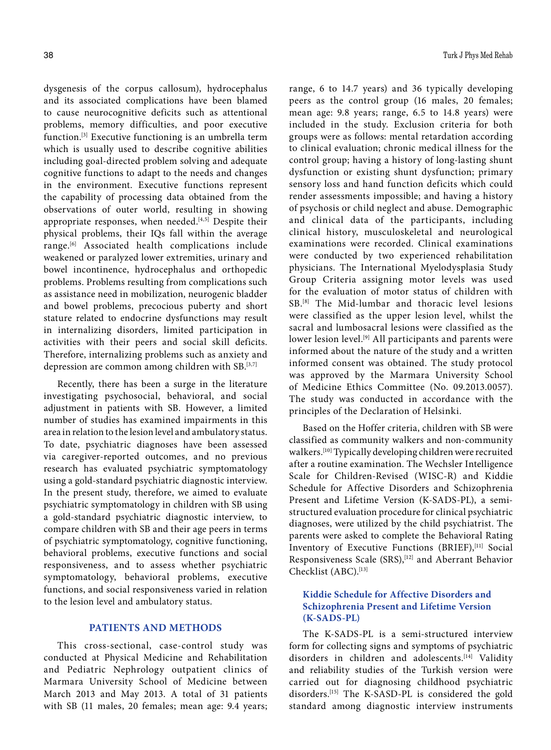dysgenesis of the corpus callosum), hydrocephalus and its associated complications have been blamed to cause neurocognitive deficits such as attentional problems, memory difficulties, and poor executive function.[3] Executive functioning is an umbrella term which is usually used to describe cognitive abilities including goal-directed problem solving and adequate cognitive functions to adapt to the needs and changes in the environment. Executive functions represent the capability of processing data obtained from the observations of outer world, resulting in showing appropriate responses, when needed.[4,5] Despite their physical problems, their IQs fall within the average range.[6] Associated health complications include weakened or paralyzed lower extremities, urinary and bowel incontinence, hydrocephalus and orthopedic problems. Problems resulting from complications such as assistance need in mobilization, neurogenic bladder and bowel problems, precocious puberty and short stature related to endocrine dysfunctions may result in internalizing disorders, limited participation in activities with their peers and social skill deficits. Therefore, internalizing problems such as anxiety and depression are common among children with SB.[3,7]

Recently, there has been a surge in the literature investigating psychosocial, behavioral, and social adjustment in patients with SB. However, a limited number of studies has examined impairments in this area in relation to the lesion level and ambulatory status. To date, psychiatric diagnoses have been assessed via caregiver-reported outcomes, and no previous research has evaluated psychiatric symptomatology using a gold-standard psychiatric diagnostic interview. In the present study, therefore, we aimed to evaluate psychiatric symptomatology in children with SB using a gold-standard psychiatric diagnostic interview, to compare children with SB and their age peers in terms of psychiatric symptomatology, cognitive functioning, behavioral problems, executive functions and social responsiveness, and to assess whether psychiatric symptomatology, behavioral problems, executive functions, and social responsiveness varied in relation to the lesion level and ambulatory status.

## PATIENTS AND METHODS

This cross-sectional, case-control study was conducted at Physical Medicine and Rehabilitation and Pediatric Nephrology outpatient clinics of Marmara University School of Medicine between March 2013 and May 2013. A total of 31 patients with SB (11 males, 20 females; mean age: 9.4 years; range, 6 to 14.7 years) and 36 typically developing peers as the control group (16 males, 20 females; mean age: 9.8 years; range, 6.5 to 14.8 years) were included in the study. Exclusion criteria for both groups were as follows: mental retardation according to clinical evaluation; chronic medical illness for the control group; having a history of long-lasting shunt dysfunction or existing shunt dysfunction; primary sensory loss and hand function deficits which could render assessments impossible; and having a history of psychosis or child neglect and abuse. Demographic and clinical data of the participants, including clinical history, musculoskeletal and neurological examinations were recorded. Clinical examinations were conducted by two experienced rehabilitation physicians. The International Myelodysplasia Study Group Criteria assigning motor levels was used for the evaluation of motor status of children with SB.[8] The Mid-lumbar and thoracic level lesions were classified as the upper lesion level, whilst the sacral and lumbosacral lesions were classified as the lower lesion level.[9] All participants and parents were informed about the nature of the study and a written informed consent was obtained. The study protocol was approved by the Marmara University School of Medicine Ethics Committee (No. 09.2013.0057). The study was conducted in accordance with the principles of the Declaration of Helsinki.

Based on the Hoffer criteria, children with SB were classified as community walkers and non-community walkers.[10] Typically developing children were recruited after a routine examination. The Wechsler Intelligence Scale for Children-Revised (WISC-R) and Kiddie Schedule for Affective Disorders and Schizophrenia Present and Lifetime Version (K-SADS-PL), a semi-structured evaluation procedure for clinical psychiatric diagnoses, were utilized by the child psychiatrist. The parents were asked to complete the Behavioral Rating Inventory of Executive Functions (BRIEF),[11] Social Responsiveness Scale (SRS),[12] and Aberrant Behavior Checklist (ABC).[13]

### Kiddie Schedule for Affective Disorders and Schizophrenia Present and Lifetime Version (K-SADS-PL)

The K-SADS-PL is a semi-structured interview form for collecting signs and symptoms of psychiatric disorders in children and adolescents.[14] Validity and reliability studies of the Turkish version were carried out for diagnosing childhood psychiatric disorders.[15] The K-SASD-PL is considered the gold standard among diagnostic interview instruments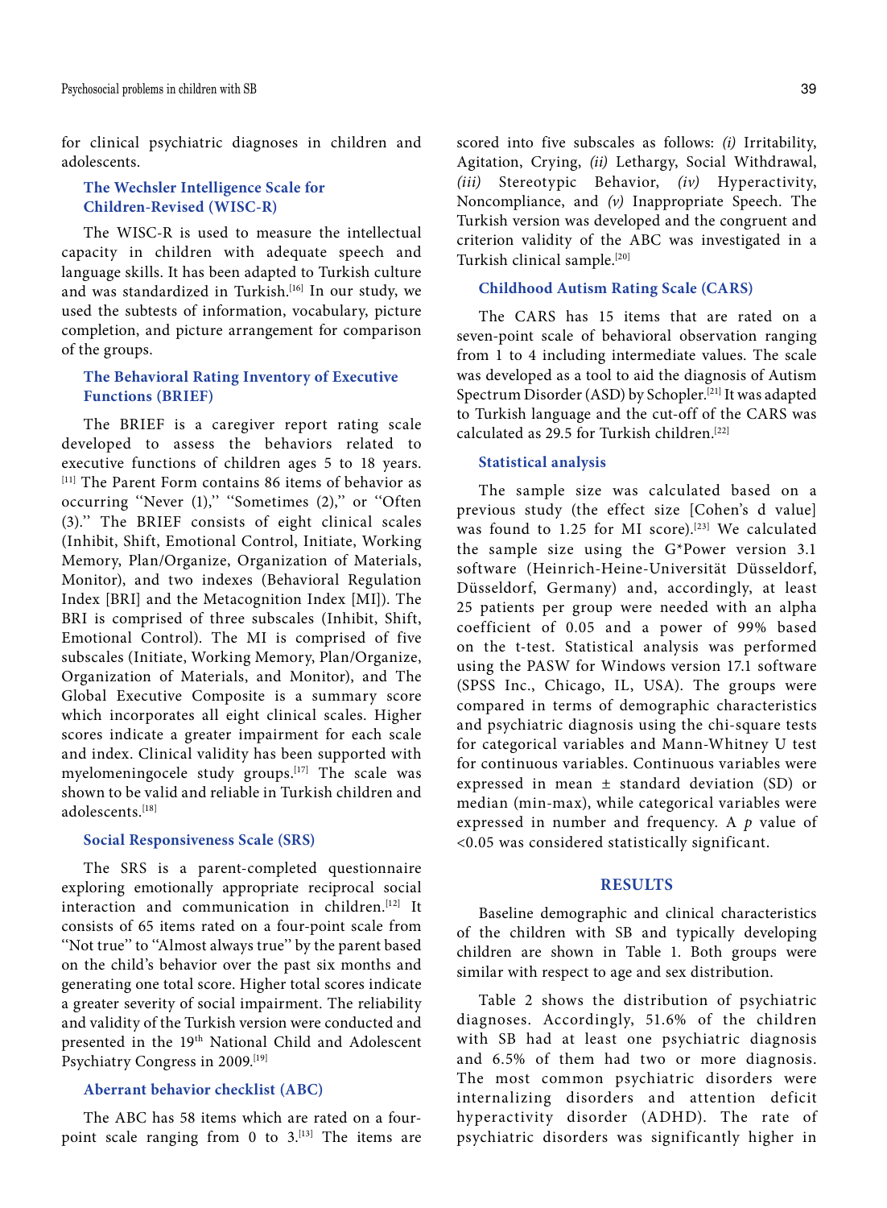for clinical psychiatric diagnoses in children and adolescents.

### The Wechsler Intelligence Scale for Children-Revised (WISC-R)

The WISC-R is used to measure the intellectual capacity in children with adequate speech and language skills. It has been adapted to Turkish culture and was standardized in Turkish.[16] In our study, we used the subtests of information, vocabulary, picture completion, and picture arrangement for comparison of the groups.

### The Behavioral Rating Inventory of Executive Functions (BRIEF)

The BRIEF is a caregiver report rating scale developed to assess the behaviors related to executive functions of children ages 5 to 18 years.[11] The Parent Form contains 86 items of behavior as occurring "Never (1)," "Sometimes (2)," or "Often (3)." The BRIEF consists of eight clinical scales (Inhibit, Shift, Emotional Control, Initiate, Working Memory, Plan/Organize, Organization of Materials, Monitor), and two indexes (Behavioral Regulation Index [BRI] and the Metacognition Index [MI]). The BRI is comprised of three subscales (Inhibit, Shift, Emotional Control). The MI is comprised of five subscales (Initiate, Working Memory, Plan/Organize, Organization of Materials, and Monitor), and The Global Executive Composite is a summary score which incorporates all eight clinical scales. Higher scores indicate a greater impairment for each scale and index. Clinical validity has been supported with myelomeningocele study groups.[17] The scale was shown to be valid and reliable in Turkish children and adolescents.[18]

### Social Responsiveness Scale (SRS)

The SRS is a parent-completed questionnaire exploring emotionally appropriate reciprocal social interaction and communication in children.[12] It consists of 65 items rated on a four-point scale from "Not true" to "Almost always true" by the parent based on the child's behavior over the past six months and generating one total score. Higher total scores indicate a greater severity of social impairment. The reliability and validity of the Turkish version were conducted and presented in the 19th National Child and Adolescent Psychiatry Congress in 2009.[19]

### Aberrant behavior checklist (ABC)

The ABC has 58 items which are rated on a four-point scale ranging from 0 to 3.[13] The items are scored into five subscales as follows: *(i)* Irritability, Agitation, Crying, *(ii)* Lethargy, Social Withdrawal, *(iii)* Stereotypic Behavior, *(iv)* Hyperactivity, Noncompliance, and *(v)* Inappropriate Speech. The Turkish version was developed and the congruent and criterion validity of the ABC was investigated in a Turkish clinical sample.[20]

### Childhood Autism Rating Scale (CARS)

The CARS has 15 items that are rated on a seven-point scale of behavioral observation ranging from 1 to 4 including intermediate values. The scale was developed as a tool to aid the diagnosis of Autism Spectrum Disorder (ASD) by Schopler.[21] It was adapted to Turkish language and the cut-off of the CARS was calculated as 29.5 for Turkish children.[22]

### Statistical analysis

The sample size was calculated based on a previous study (the effect size [Cohen's d value] was found to 1.25 for MI score).[23] We calculated the sample size using the G*Power version 3.1 software (Heinrich-Heine-Universität Düsseldorf, Düsseldorf, Germany) and, accordingly, at least 25 patients per group were needed with an alpha coefficient of 0.05 and a power of 99% based on the t-test. Statistical analysis was performed using the PASW for Windows version 17.1 software (SPSS Inc., Chicago, IL, USA). The groups were compared in terms of demographic characteristics and psychiatric diagnosis using the chi-square tests for categorical variables and Mann-Whitney U test for continuous variables. Continuous variables were expressed in mean ± standard deviation (SD) or median (min-max), while categorical variables were expressed in number and frequency. A $p$ value of <0.05 was considered statistically significant.

## RESULTS

Baseline demographic and clinical characteristics of the children with SB and typically developing children are shown in Table 1. Both groups were similar with respect to age and sex distribution.

Table 2 shows the distribution of psychiatric diagnoses. Accordingly, 51.6% of the children with SB had at least one psychiatric diagnosis and 6.5% of them had two or more diagnosis. The most common psychiatric disorders were internalizing disorders and attention deficit hyperactivity disorder (ADHD). The rate of psychiatric disorders was significantly higher in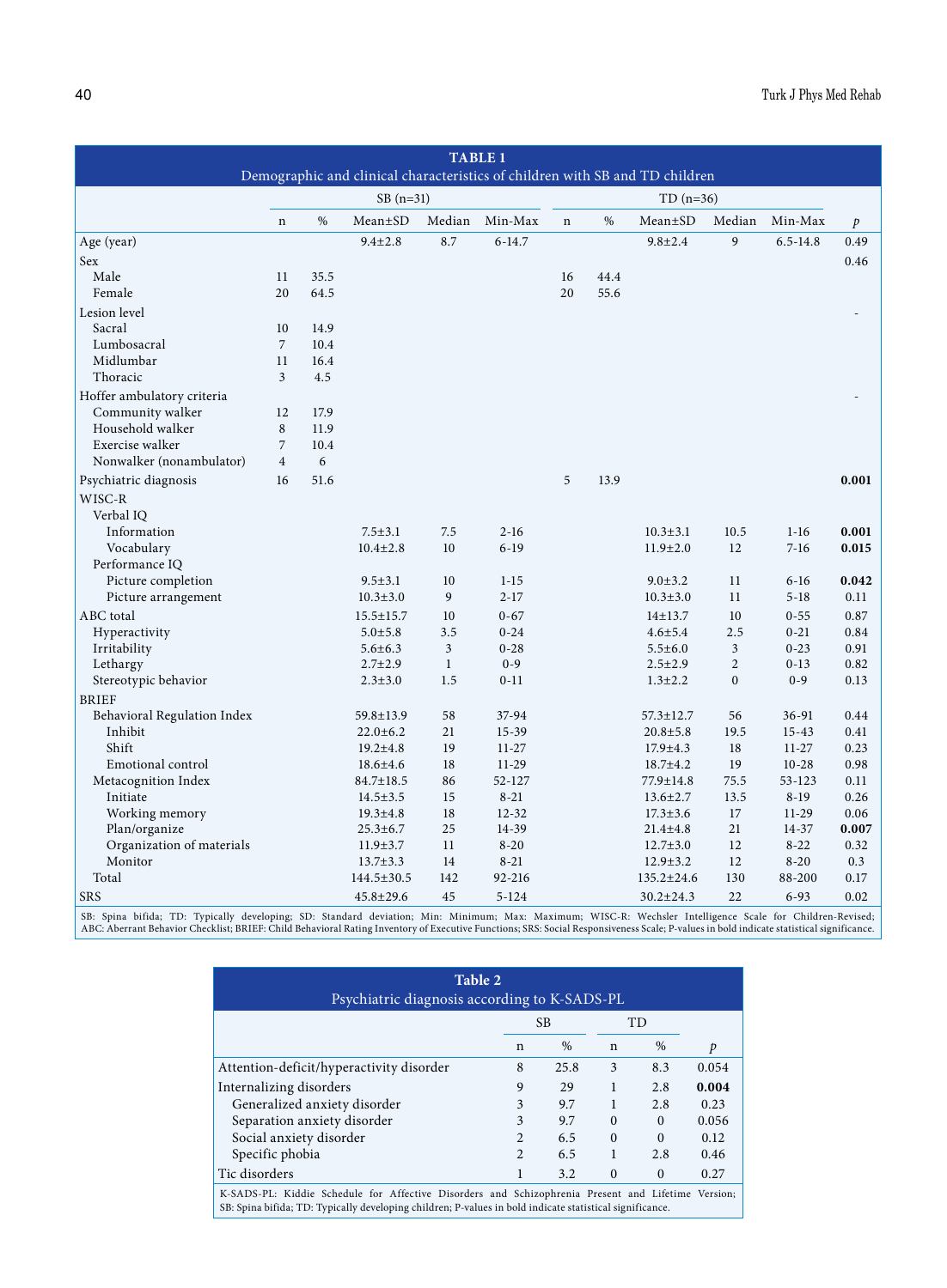**TABLE 1**
Demographic and clinical characteristics of children with SB and TD children

| | SB (n=31) | | | | | TD (n=36) | | | | | |
|---|---|---|---|---|---|---|---|---|---|---|---|
| | n | % | Mean±SD | Median | Min-Max | n | % | Mean±SD | Median | Min-Max | *p* |
| Age (year) | | | 9.4±2.8 | 8.7 | 6-14.7 | | | 9.8±2.4 | 9 | 6.5-14.8 | 0.49 |
| Sex | | | | | | | | | | | 0.46 |
| Male | 11 | 35.5 | | | | 16 | 44.4 | | | | |
| Female | 20 | 64.5 | | | | 20 | 55.6 | | | | |
| Lesion level | | | | | | | | | | | - |
| Sacral | 10 | 14.9 | | | | | | | | | |
| Lumbosacral | 7 | 10.4 | | | | | | | | | |
| Midlumbar | 11 | 16.4 | | | | | | | | | |
| Thoracic | 3 | 4.5 | | | | | | | | | |
| Hoffer ambulatory criteria | | | | | | | | | | | - |
| Community walker | 12 | 17.9 | | | | | | | | | |
| Household walker | 8 | 11.9 | | | | | | | | | |
| Exercise walker | 7 | 10.4 | | | | | | | | | |
| Nonwalker (nonambulator) | 4 | 6 | | | | | | | | | |
| Psychiatric diagnosis | 16 | 51.6 | | | | 5 | 13.9 | | | | **0.001** |
| WISC-R | | | | | | | | | | | |
| Verbal IQ | | | | | | | | | | | |
| Information | | | 7.5±3.1 | 7.5 | 2-16 | | | 10.3±3.1 | 10.5 | 1-16 | **0.001** |
| Vocabulary | | | 10.4±2.8 | 10 | 6-19 | | | 11.9±2.0 | 12 | 7-16 | **0.015** |
| Performance IQ | | | | | | | | | | | |
| Picture completion | | | 9.5±3.1 | 10 | 1-15 | | | 9.0±3.2 | 11 | 6-16 | **0.042** |
| Picture arrangement | | | 10.3±3.0 | 9 | 2-17 | | | 10.3±3.0 | 11 | 5-18 | 0.11 |
| ABC total | | | 15.5±15.7 | 10 | 0-67 | | | 14±13.7 | 10 | 0-55 | 0.87 |
| Hyperactivity | | | 5.0±5.8 | 3.5 | 0-24 | | | 4.6±5.4 | 2.5 | 0-21 | 0.84 |
| Irritability | | | 5.6±6.3 | 3 | 0-28 | | | 5.5±6.0 | 3 | 0-23 | 0.91 |
| Lethargy | | | 2.7±2.9 | 1 | 0-9 | | | 2.5±2.9 | 2 | 0-13 | 0.82 |
| Stereotypic behavior | | | 2.3±3.0 | 1.5 | 0-11 | | | 1.3±2.2 | 0 | 0-9 | 0.13 |
| BRIEF | | | | | | | | | | | |
| Behavioral Regulation Index | | | 59.8±13.9 | 58 | 37-94 | | | 57.3±12.7 | 56 | 36-91 | 0.44 |
| Inhibit | | | 22.0±6.2 | 21 | 15-39 | | | 20.8±5.8 | 19.5 | 15-43 | 0.41 |
| Shift | | | 19.2±4.8 | 19 | 11-27 | | | 17.9±4.3 | 18 | 11-27 | 0.23 |
| Emotional control | | | 18.6±4.6 | 18 | 11-29 | | | 18.7±4.2 | 19 | 10-28 | 0.98 |
| Metacognition Index | | | 84.7±18.5 | 86 | 52-127 | | | 77.9±14.8 | 75.5 | 53-123 | 0.11 |
| Initiate | | | 14.5±3.5 | 15 | 8-21 | | | 13.6±2.7 | 13.5 | 8-19 | 0.26 |
| Working memory | | | 19.3±4.8 | 18 | 12-32 | | | 17.3±3.6 | 17 | 11-29 | 0.06 |
| Plan/organize | | | 25.3±6.7 | 25 | 14-39 | | | 21.4±4.8 | 21 | 14-37 | **0.007** |
| Organization of materials | | | 11.9±3.7 | 11 | 8-20 | | | 12.7±3.0 | 12 | 8-22 | 0.32 |
| Monitor | | | 13.7±3.3 | 14 | 8-21 | | | 12.9±3.2 | 12 | 8-20 | 0.3 |
| Total | | | 144.5±30.5 | 142 | 92-216 | | | 135.2±24.6 | 130 | 88-200 | 0.17 |
| SRS | | | 45.8±29.6 | 45 | 5-124 | | | 30.2±24.3 | 22 | 6-93 | 0.02 |

SB: Spina bifida; TD: Typically developing; SD: Standard deviation; Min: Minimum; Max: Maximum; WISC-R: Wechsler Intelligence Scale for Children-Revised; ABC: Aberrant Behavior Checklist; BRIEF: Child Behavioral Rating Inventory of Executive Functions; SRS: Social Responsiveness Scale; P-values in bold indicate statistical significance.

**Table 2**
Psychiatric diagnosis according to K-SADS-PL

| | SB | | TD | | |
|---|---|---|---|---|---|
| | n | % | n | % | *p* |
| Attention-deficit/hyperactivity disorder | 8 | 25.8 | 3 | 8.3 | 0.054 |
| Internalizing disorders | 9 | 29 | 1 | 2.8 | **0.004** |
| Generalized anxiety disorder | 3 | 9.7 | 1 | 2.8 | 0.23 |
| Separation anxiety disorder | 3 | 9.7 | 0 | 0 | 0.056 |
| Social anxiety disorder | 2 | 6.5 | 0 | 0 | 0.12 |
| Specific phobia | 2 | 6.5 | 1 | 2.8 | 0.46 |
| Tic disorders | 1 | 3.2 | 0 | 0 | 0.27 |

K-SADS-PL: Kiddie Schedule for Affective Disorders and Schizophrenia Present and Lifetime Version; SB: Spina bifida; TD: Typically developing children; P-values in bold indicate statistical significance.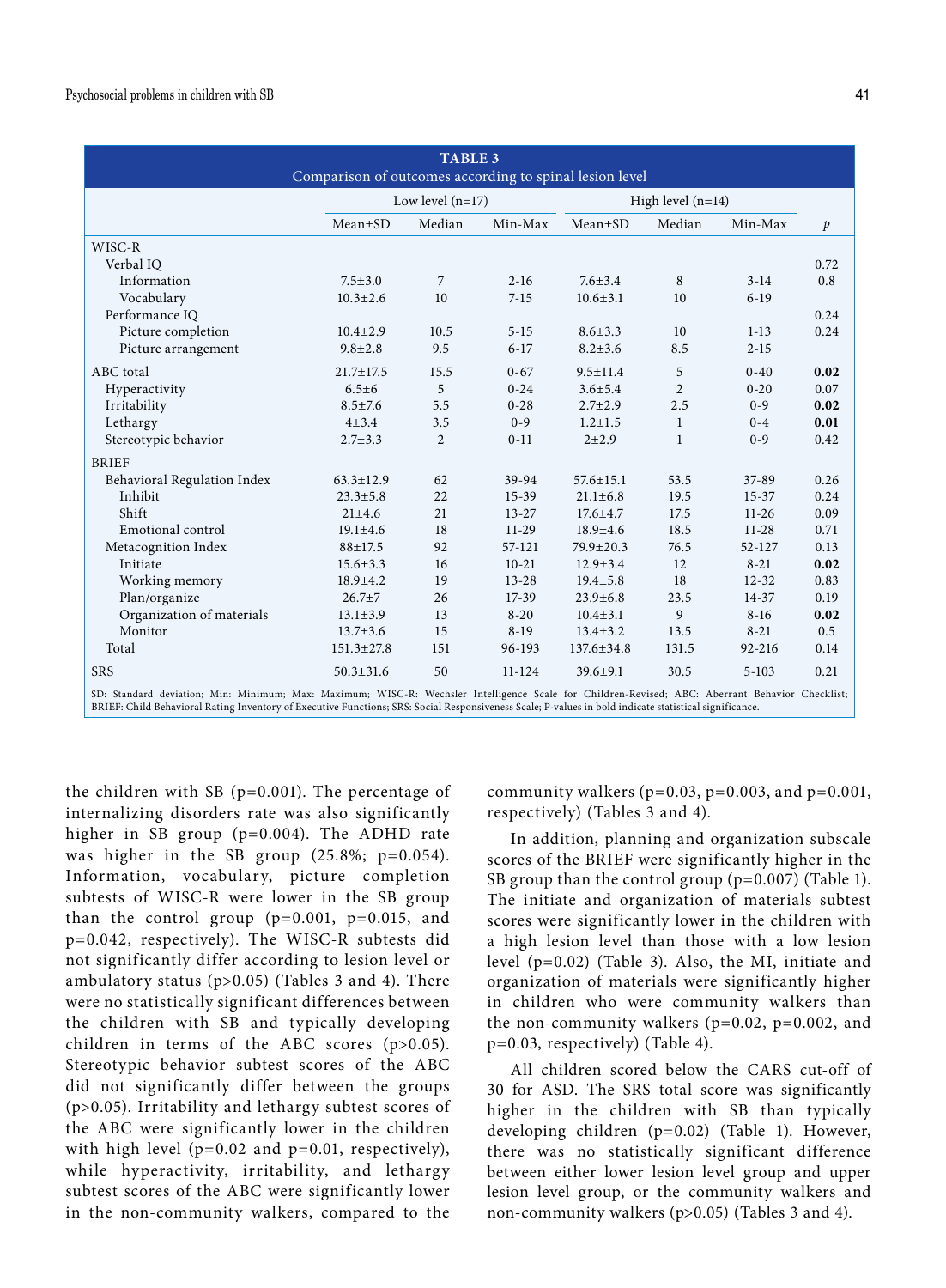**TABLE 3**
Comparison of outcomes according to spinal lesion level

| | Low level (n=17) | | | High level (n=14) | | | |
|---|---|---|---|---|---|---|---|
| | Mean±SD | Median | Min-Max | Mean±SD | Median | Min-Max | *p* |
| WISC-R | | | | | | | |
| Verbal IQ | | | | | | | 0.72 |
| Information | 7.5±3.0 | 7 | 2-16 | 7.6±3.4 | 8 | 3-14 | 0.8 |
| Vocabulary | 10.3±2.6 | 10 | 7-15 | 10.6±3.1 | 10 | 6-19 | |
| Performance IQ | | | | | | | 0.24 |
| Picture completion | 10.4±2.9 | 10.5 | 5-15 | 8.6±3.3 | 10 | 1-13 | 0.24 |
| Picture arrangement | 9.8±2.8 | 9.5 | 6-17 | 8.2±3.6 | 8.5 | 2-15 | |
| ABC total | 21.7±17.5 | 15.5 | 0-67 | 9.5±11.4 | 5 | 0-40 | **0.02** |
| Hyperactivity | 6.5±6 | 5 | 0-24 | 3.6±5.4 | 2 | 0-20 | 0.07 |
| Irritability | 8.5±7.6 | 5.5 | 0-28 | 2.7±2.9 | 2.5 | 0-9 | **0.02** |
| Lethargy | 4±3.4 | 3.5 | 0-9 | 1.2±1.5 | 1 | 0-4 | **0.01** |
| Stereotypic behavior | 2.7±3.3 | 2 | 0-11 | 2±2.9 | 1 | 0-9 | 0.42 |
| BRIEF | | | | | | | |
| Behavioral Regulation Index | 63.3±12.9 | 62 | 39-94 | 57.6±15.1 | 53.5 | 37-89 | 0.26 |
| Inhibit | 23.3±5.8 | 22 | 15-39 | 21.1±6.8 | 19.5 | 15-37 | 0.24 |
| Shift | 21±4.6 | 21 | 13-27 | 17.6±4.7 | 17.5 | 11-26 | 0.09 |
| Emotional control | 19.1±4.6 | 18 | 11-29 | 18.9±4.6 | 18.5 | 11-28 | 0.71 |
| Metacognition Index | 88±17.5 | 92 | 57-121 | 79.9±20.3 | 76.5 | 52-127 | 0.13 |
| Initiate | 15.6±3.3 | 16 | 10-21 | 12.9±3.4 | 12 | 8-21 | **0.02** |
| Working memory | 18.9±4.2 | 19 | 13-28 | 19.4±5.8 | 18 | 12-32 | 0.83 |
| Plan/organize | 26.7±7 | 26 | 17-39 | 23.9±6.8 | 23.5 | 14-37 | 0.19 |
| Organization of materials | 13.1±3.9 | 13 | 8-20 | 10.4±3.1 | 9 | 8-16 | **0.02** |
| Monitor | 13.7±3.6 | 15 | 8-19 | 13.4±3.2 | 13.5 | 8-21 | 0.5 |
| Total | 151.3±27.8 | 151 | 96-193 | 137.6±34.8 | 131.5 | 92-216 | 0.14 |
| SRS | 50.3±31.6 | 50 | 11-124 | 39.6±9.1 | 30.5 | 5-103 | 0.21 |

SD: Standard deviation; Min: Minimum; Max: Maximum; WISC-R: Wechsler Intelligence Scale for Children-Revised; ABC: Aberrant Behavior Checklist; BRIEF: Child Behavioral Rating Inventory of Executive Functions; SRS: Social Responsiveness Scale; P-values in bold indicate statistical significance.

the children with SB (p=0.001). The percentage of internalizing disorders rate was also significantly higher in SB group (p=0.004). The ADHD rate was higher in the SB group (25.8%; p=0.054). Information, vocabulary, picture completion subtests of WISC-R were lower in the SB group than the control group (p=0.001, p=0.015, and p=0.042, respectively). The WISC-R subtests did not significantly differ according to lesion level or ambulatory status (p>0.05) (Tables 3 and 4). There were no statistically significant differences between the children with SB and typically developing children in terms of the ABC scores (p>0.05). Stereotypic behavior subtest scores of the ABC did not significantly differ between the groups (p>0.05). Irritability and lethargy subtest scores of the ABC were significantly lower in the children with high level (p=0.02 and p=0.01, respectively), while hyperactivity, irritability, and lethargy subtest scores of the ABC were significantly lower in the non-community walkers, compared to the community walkers (p=0.03, p=0.003, and p=0.001, respectively) (Tables 3 and 4).

In addition, planning and organization subscale scores of the BRIEF were significantly higher in the SB group than the control group (p=0.007) (Table 1). The initiate and organization of materials subtest scores were significantly lower in the children with a high lesion level than those with a low lesion level (p=0.02) (Table 3). Also, the MI, initiate and organization of materials were significantly higher in children who were community walkers than the non-community walkers (p=0.02, p=0.002, and p=0.03, respectively) (Table 4).

All children scored below the CARS cut-off of 30 for ASD. The SRS total score was significantly higher in the children with SB than typically developing children (p=0.02) (Table 1). However, there was no statistically significant difference between either lower lesion level group and upper lesion level group, or the community walkers and non-community walkers (p>0.05) (Tables 3 and 4).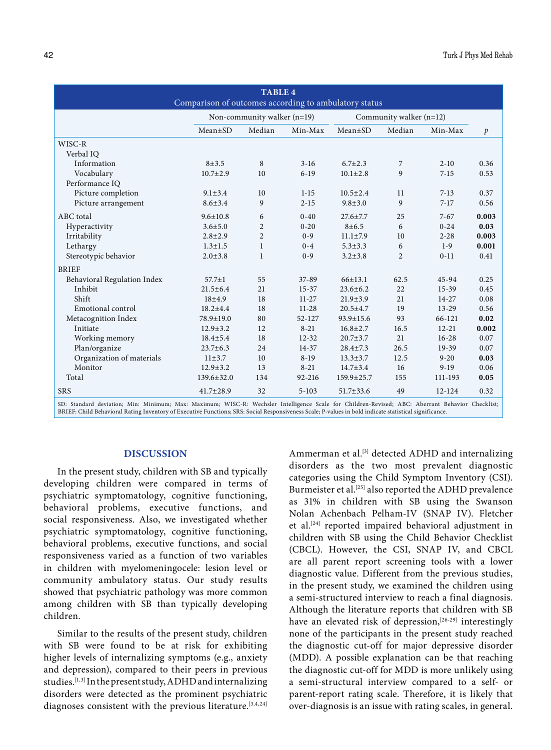**TABLE 4**
Comparison of outcomes according to ambulatory status

| | Non-community walker (n=19) | | | Community walker (n=12) | | | |
|---|---|---|---|---|---|---|---|
| | Mean±SD | Median | Min-Max | Mean±SD | Median | Min-Max | *p* |
| WISC-R | | | | | | | |
| Verbal IQ | | | | | | | |
| Information | 8±3.5 | 8 | 3-16 | 6.7±2.3 | 7 | 2-10 | 0.36 |
| Vocabulary | 10.7±2.9 | 10 | 6-19 | 10.1±2.8 | 9 | 7-15 | 0.53 |
| Performance IQ | | | | | | | |
| Picture completion | 9.1±3.4 | 10 | 1-15 | 10.5±2.4 | 11 | 7-13 | 0.37 |
| Picture arrangement | 8.6±3.4 | 9 | 2-15 | 9.8±3.0 | 9 | 7-17 | 0.56 |
| ABC total | 9.6±10.8 | 6 | 0-40 | 27.6±7.7 | 25 | 7-67 | **0.003** |
| Hyperactivity | 3.6±5.0 | 2 | 0-20 | 8±6.5 | 6 | 0-24 | **0.03** |
| Irritability | 2.8±2.9 | 2 | 0-9 | 11.1±7.9 | 10 | 2-28 | **0.003** |
| Lethargy | 1.3±1.5 | 1 | 0-4 | 5.3±3.3 | 6 | 1-9 | **0.001** |
| Stereotypic behavior | 2.0±3.8 | 1 | 0-9 | 3.2±3.8 | 2 | 0-11 | 0.41 |
| BRIEF | | | | | | | |
| Behavioral Regulation Index | 57.7±1 | 55 | 37-89 | 66±13.1 | 62.5 | 45-94 | 0.25 |
| Inhibit | 21.5±6.4 | 21 | 15-37 | 23.6±6.2 | 22 | 15-39 | 0.45 |
| Shift | 18±4.9 | 18 | 11-27 | 21.9±3.9 | 21 | 14-27 | 0.08 |
| Emotional control | 18.2±4.4 | 18 | 11-28 | 20.5±4.7 | 19 | 13-29 | 0.56 |
| Metacognition Index | 78.9±19.0 | 80 | 52-127 | 93.9±15.6 | 93 | 66-121 | **0.02** |
| Initiate | 12.9±3.2 | 12 | 8-21 | 16.8±2.7 | 16.5 | 12-21 | **0.002** |
| Working memory | 18.4±5.4 | 18 | 12-32 | 20.7±3.7 | 21 | 16-28 | 0.07 |
| Plan/organize | 23.7±6.3 | 24 | 14-37 | 28.4±7.3 | 26.5 | 19-39 | 0.07 |
| Organization of materials | 11±3.7 | 10 | 8-19 | 13.3±3.7 | 12.5 | 9-20 | **0.03** |
| Monitor | 12.9±3.2 | 13 | 8-21 | 14.7±3.4 | 16 | 9-19 | 0.06 |
| Total | 139.6±32.0 | 134 | 92-216 | 159.9±25.7 | 155 | 111-193 | **0.05** |
| SRS | 41.7±28.9 | 32 | 5-103 | 51.7±33.6 | 49 | 12-124 | 0.32 |

SD: Standard deviation; Min: Minimum; Max: Maximum; WISC-R: Wechsler Intelligence Scale for Children-Revised; ABC: Aberrant Behavior Checklist; BRIEF: Child Behavioral Rating Inventory of Executive Functions; SRS: Social Responsiveness Scale; P-values in bold indicate statistical significance.

## DISCUSSION

In the present study, children with SB and typically developing children were compared in terms of psychiatric symptomatology, cognitive functioning, behavioral problems, executive functions, and social responsiveness. Also, we investigated whether psychiatric symptomatology, cognitive functioning, behavioral problems, executive functions, and social responsiveness varied as a function of two variables in children with myelomeningocele: lesion level or community ambulatory status. Our study results showed that psychiatric pathology was more common among children with SB than typically developing children.

Similar to the results of the present study, children with SB were found to be at risk for exhibiting higher levels of internalizing symptoms (e.g., anxiety and depression), compared to their peers in previous studies.[1,3] In the present study, ADHD and internalizing disorders were detected as the prominent psychiatric diagnoses consistent with the previous literature.[3,4,24] Ammerman et al.[3] detected ADHD and internalizing disorders as the two most prevalent diagnostic categories using the Child Symptom Inventory (CSI). Burmeister et al.[25] also reported the ADHD prevalence as 31% in children with SB using the Swanson Nolan Achenbach Pelham-IV (SNAP IV). Fletcher et al.[24] reported impaired behavioral adjustment in children with SB using the Child Behavior Checklist (CBCL). However, the CSI, SNAP IV, and CBCL are all parent report screening tools with a lower diagnostic value. Different from the previous studies, in the present study, we examined the children using a semi-structured interview to reach a final diagnosis. Although the literature reports that children with SB have an elevated risk of depression,[26-29] interestingly none of the participants in the present study reached the diagnostic cut-off for major depressive disorder (MDD). A possible explanation can be that reaching the diagnostic cut-off for MDD is more unlikely using a semi-structural interview compared to a self- or parent-report rating scale. Therefore, it is likely that over-diagnosis is an issue with rating scales, in general.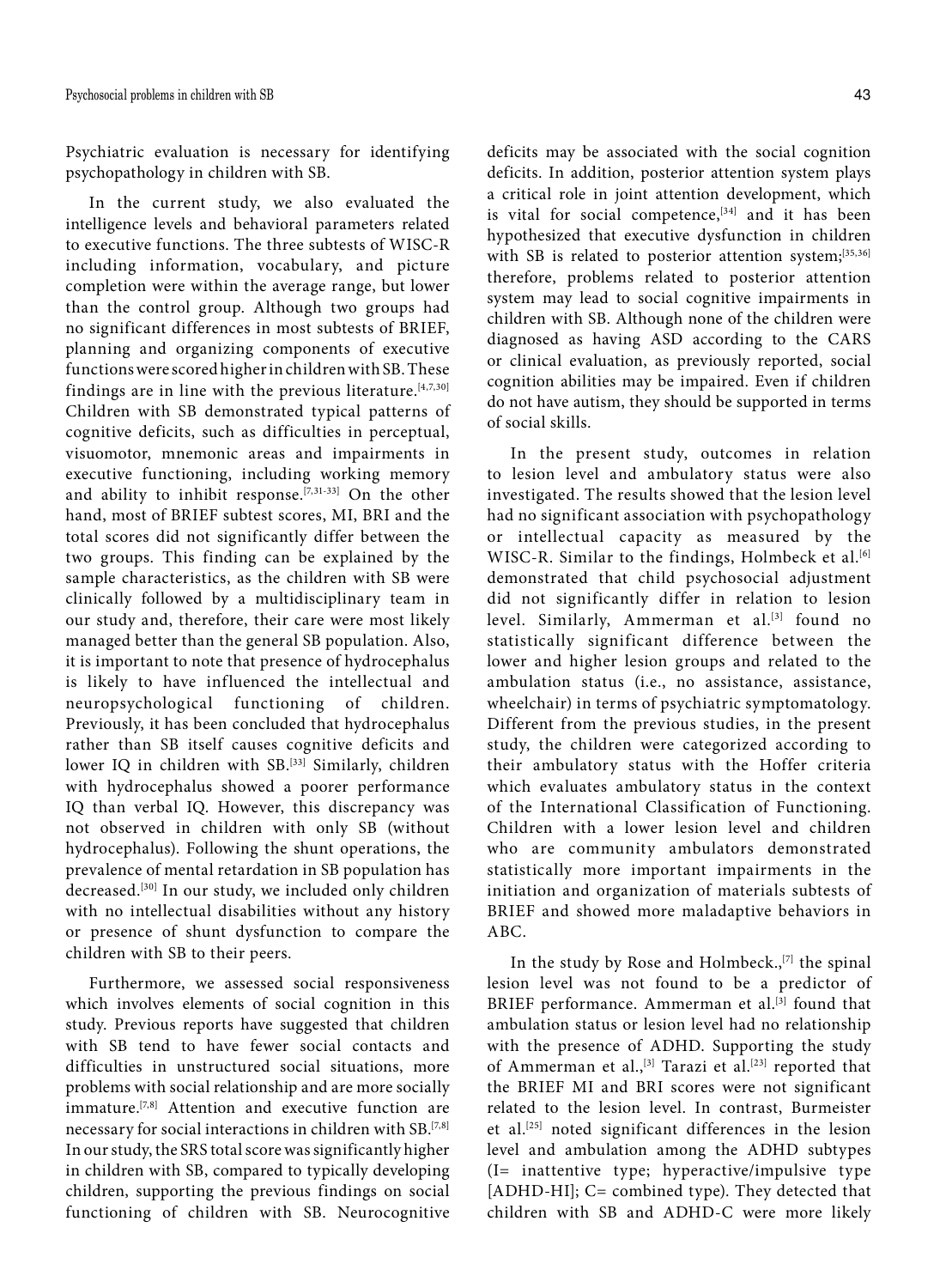Psychiatric evaluation is necessary for identifying psychopathology in children with SB.

In the current study, we also evaluated the intelligence levels and behavioral parameters related to executive functions. The three subtests of WISC-R including information, vocabulary, and picture completion were within the average range, but lower than the control group. Although two groups had no significant differences in most subtests of BRIEF, planning and organizing components of executive functions were scored higher in children with SB. These findings are in line with the previous literature.[4,7,30] Children with SB demonstrated typical patterns of cognitive deficits, such as difficulties in perceptual, visuomotor, mnemonic areas and impairments in executive functioning, including working memory and ability to inhibit response.[7,31-33] On the other hand, most of BRIEF subtest scores, MI, BRI and the total scores did not significantly differ between the two groups. This finding can be explained by the sample characteristics, as the children with SB were clinically followed by a multidisciplinary team in our study and, therefore, their care were most likely managed better than the general SB population. Also, it is important to note that presence of hydrocephalus is likely to have influenced the intellectual and neuropsychological functioning of children. Previously, it has been concluded that hydrocephalus rather than SB itself causes cognitive deficits and lower IQ in children with SB.[33] Similarly, children with hydrocephalus showed a poorer performance IQ than verbal IQ. However, this discrepancy was not observed in children with only SB (without hydrocephalus). Following the shunt operations, the prevalence of mental retardation in SB population has decreased.[30] In our study, we included only children with no intellectual disabilities without any history or presence of shunt dysfunction to compare the children with SB to their peers.

Furthermore, we assessed social responsiveness which involves elements of social cognition in this study. Previous reports have suggested that children with SB tend to have fewer social contacts and difficulties in unstructured social situations, more problems with social relationship and are more socially immature.[7,8] Attention and executive function are necessary for social interactions in children with SB.[7,8] In our study, the SRS total score was significantly higher in children with SB, compared to typically developing children, supporting the previous findings on social functioning of children with SB. Neurocognitive deficits may be associated with the social cognition deficits. In addition, posterior attention system plays a critical role in joint attention development, which is vital for social competence,[34] and it has been hypothesized that executive dysfunction in children with SB is related to posterior attention system;[35,36] therefore, problems related to posterior attention system may lead to social cognitive impairments in children with SB. Although none of the children were diagnosed as having ASD according to the CARS or clinical evaluation, as previously reported, social cognition abilities may be impaired. Even if children do not have autism, they should be supported in terms of social skills.

In the present study, outcomes in relation to lesion level and ambulatory status were also investigated. The results showed that the lesion level had no significant association with psychopathology or intellectual capacity as measured by the WISC-R. Similar to the findings, Holmbeck et al.[6] demonstrated that child psychosocial adjustment did not significantly differ in relation to lesion level. Similarly, Ammerman et al.[3] found no statistically significant difference between the lower and higher lesion groups and related to the ambulation status (i.e., no assistance, assistance, wheelchair) in terms of psychiatric symptomatology. Different from the previous studies, in the present study, the children were categorized according to their ambulatory status with the Hoffer criteria which evaluates ambulatory status in the context of the International Classification of Functioning. Children with a lower lesion level and children who are community ambulators demonstrated statistically more important impairments in the initiation and organization of materials subtests of BRIEF and showed more maladaptive behaviors in ABC.

In the study by Rose and Holmbeck.,[7] the spinal lesion level was not found to be a predictor of BRIEF performance. Ammerman et al.[3] found that ambulation status or lesion level had no relationship with the presence of ADHD. Supporting the study of Ammerman et al.,[3] Tarazi et al.[23] reported that the BRIEF MI and BRI scores were not significant related to the lesion level. In contrast, Burmeister et al.[25] noted significant differences in the lesion level and ambulation among the ADHD subtypes (I= inattentive type; hyperactive/impulsive type [ADHD-HI]; C= combined type). They detected that children with SB and ADHD-C were more likely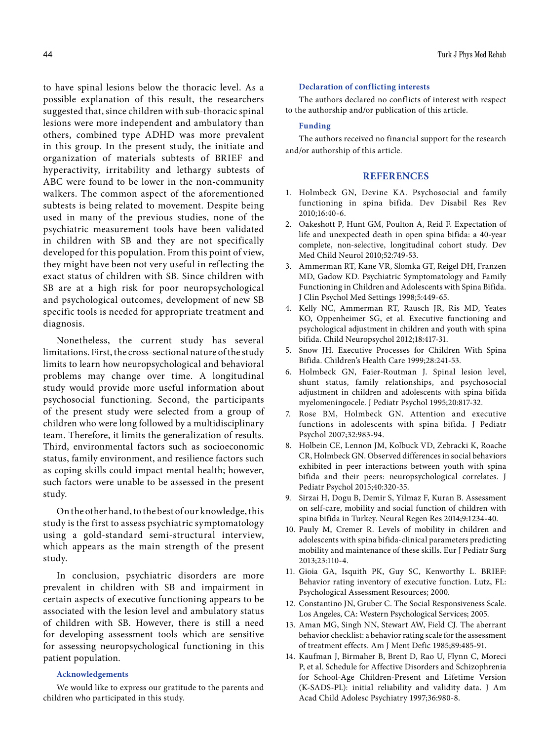to have spinal lesions below the thoracic level. As a possible explanation of this result, the researchers suggested that, since children with sub-thoracic spinal lesions were more independent and ambulatory than others, combined type ADHD was more prevalent in this group. In the present study, the initiate and organization of materials subtests of BRIEF and hyperactivity, irritability and lethargy subtests of ABC were found to be lower in the non-community walkers. The common aspect of the aforementioned subtests is being related to movement. Despite being used in many of the previous studies, none of the psychiatric measurement tools have been validated in children with SB and they are not specifically developed for this population. From this point of view, they might have been not very useful in reflecting the exact status of children with SB. Since children with SB are at a high risk for poor neuropsychological and psychological outcomes, development of new SB specific tools is needed for appropriate treatment and diagnosis.

Nonetheless, the current study has several limitations. First, the cross-sectional nature of the study limits to learn how neuropsychological and behavioral problems may change over time. A longitudinal study would provide more useful information about psychosocial functioning. Second, the participants of the present study were selected from a group of children who were long followed by a multidisciplinary team. Therefore, it limits the generalization of results. Third, environmental factors such as socioeconomic status, family environment, and resilience factors such as coping skills could impact mental health; however, such factors were unable to be assessed in the present study.

On the other hand, to the best of our knowledge, this study is the first to assess psychiatric symptomatology using a gold-standard semi-structural interview, which appears as the main strength of the present study.

In conclusion, psychiatric disorders are more prevalent in children with SB and impairment in certain aspects of executive functioning appears to be associated with the lesion level and ambulatory status of children with SB. However, there is still a need for developing assessment tools which are sensitive for assessing neuropsychological functioning in this patient population.

#### Acknowledgements

We would like to express our gratitude to the parents and children who participated in this study.

#### Declaration of conflicting interests

The authors declared no conflicts of interest with respect to the authorship and/or publication of this article.

#### Funding

The authors received no financial support for the research and/or authorship of this article.

## REFERENCES

1. Holmbeck GN, Devine KA. Psychosocial and family functioning in spina bifida. Dev Disabil Res Rev 2010;16:40-6.
2. Oakeshott P, Hunt GM, Poulton A, Reid F. Expectation of life and unexpected death in open spina bifida: a 40-year complete, non-selective, longitudinal cohort study. Dev Med Child Neurol 2010;52:749-53.
3. Ammerman RT, Kane VR, Slomka GT, Reigel DH, Franzen MD, Gadow KD. Psychiatric Symptomatology and Family Functioning in Children and Adolescents with Spina Bifida. J Clin Psychol Med Settings 1998;5:449-65.
4. Kelly NC, Ammerman RT, Rausch JR, Ris MD, Yeates KO, Oppenheimer SG, et al. Executive functioning and psychological adjustment in children and youth with spina bifida. Child Neuropsychol 2012;18:417-31.
5. Snow JH. Executive Processes for Children With Spina Bifida. Children's Health Care 1999;28:241-53.
6. Holmbeck GN, Faier-Routman J. Spinal lesion level, shunt status, family relationships, and psychosocial adjustment in children and adolescents with spina bifida myelomeningocele. J Pediatr Psychol 1995;20:817-32.
7. Rose BM, Holmbeck GN. Attention and executive functions in adolescents with spina bifida. J Pediatr Psychol 2007;32:983-94.
8. Holbein CE, Lennon JM, Kolbuck VD, Zebracki K, Roache CR, Holmbeck GN. Observed differences in social behaviors exhibited in peer interactions between youth with spina bifida and their peers: neuropsychological correlates. J Pediatr Psychol 2015;40:320-35.
9. Sirzai H, Dogu B, Demir S, Yilmaz F, Kuran B. Assessment on self-care, mobility and social function of children with spina bifida in Turkey. Neural Regen Res 2014;9:1234-40.
10. Pauly M, Cremer R. Levels of mobility in children and adolescents with spina bifida-clinical parameters predicting mobility and maintenance of these skills. Eur J Pediatr Surg 2013;23:110-4.
11. Gioia GA, Isquith PK, Guy SC, Kenworthy L. BRIEF: Behavior rating inventory of executive function. Lutz, FL: Psychological Assessment Resources; 2000.
12. Constantino JN, Gruber C. The Social Responsiveness Scale. Los Angeles, CA: Western Psychological Services; 2005.
13. Aman MG, Singh NN, Stewart AW, Field CJ. The aberrant behavior checklist: a behavior rating scale for the assessment of treatment effects. Am J Ment Defic 1985;89:485-91.
14. Kaufman J, Birmaher B, Brent D, Rao U, Flynn C, Moreci P, et al. Schedule for Affective Disorders and Schizophrenia for School-Age Children-Present and Lifetime Version (K-SADS-PL): initial reliability and validity data. J Am Acad Child Adolesc Psychiatry 1997;36:980-8.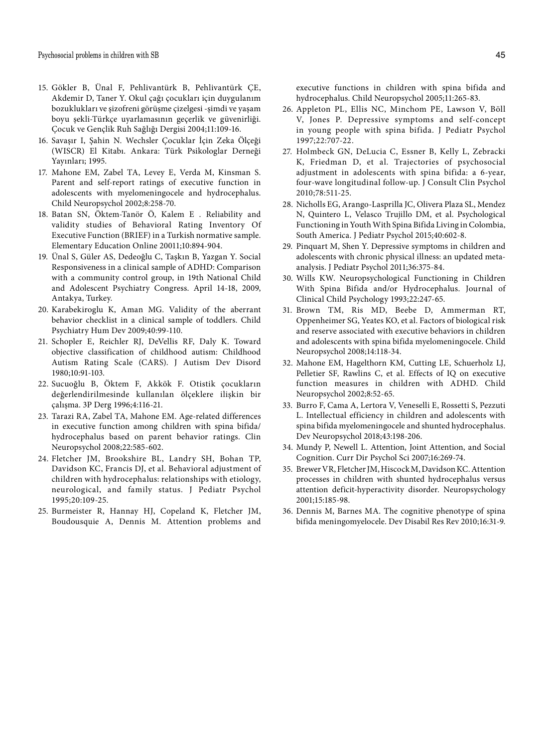15. Gökler B, Ünal F, Pehlivantürk B, Pehlivantürk ÇE, Akdemir D, Taner Y. Okul çağı çocukları için duygulanım bozuklukları ve şizofreni görüşme çizelgesi -şimdi ve yaşam boyu şekli-Türkçe uyarlamasının geçerlik ve güvenirliği. Çocuk ve Gençlik Ruh Sağlığı Dergisi 2004;11:109-16.
16. Savaşır I, Şahin N. Wechsler Çocuklar İçin Zeka Ölçeği (WISCR) El Kitabı. Ankara: Türk Psikologlar Derneği Yayınları; 1995.
17. Mahone EM, Zabel TA, Levey E, Verda M, Kinsman S. Parent and self-report ratings of executive function in adolescents with myelomeningocele and hydrocephalus. Child Neuropsychol 2002;8:258-70.
18. Batan SN, Öktem-Tanör Ö, Kalem E . Reliability and validity studies of Behavioral Rating Inventory Of Executive Function (BRIEF) in a Turkish normative sample. Elementary Education Online 20011;10:894-904.
19. Ünal S, Güler AS, Dedeoğlu C, Taşkın B, Yazgan Y. Social Responsiveness in a clinical sample of ADHD: Comparison with a community control group, in 19th National Child and Adolescent Psychiatry Congress. April 14-18, 2009, Antakya, Turkey.
20. Karabekiroglu K, Aman MG. Validity of the aberrant behavior checklist in a clinical sample of toddlers. Child Psychiatry Hum Dev 2009;40:99-110.
21. Schopler E, Reichler RJ, DeVellis RF, Daly K. Toward objective classification of childhood autism: Childhood Autism Rating Scale (CARS). J Autism Dev Disord 1980;10:91-103.
22. Sucuoğlu B, Öktem F, Akkök F. Otistik çocukların değerlendirilmesinde kullanılan ölçeklere ilişkin bir çalışma. 3P Derg 1996;4:116-21.
23. Tarazi RA, Zabel TA, Mahone EM. Age-related differences in executive function among children with spina bifida/ hydrocephalus based on parent behavior ratings. Clin Neuropsychol 2008;22:585-602.
24. Fletcher JM, Brookshire BL, Landry SH, Bohan TP, Davidson KC, Francis DJ, et al. Behavioral adjustment of children with hydrocephalus: relationships with etiology, neurological, and family status. J Pediatr Psychol 1995;20:109-25.
25. Burmeister R, Hannay HJ, Copeland K, Fletcher JM, Boudousquie A, Dennis M. Attention problems and executive functions in children with spina bifida and hydrocephalus. Child Neuropsychol 2005;11:265-83.
26. Appleton PL, Ellis NC, Minchom PE, Lawson V, Böll V, Jones P. Depressive symptoms and self-concept in young people with spina bifida. J Pediatr Psychol 1997;22:707-22.
27. Holmbeck GN, DeLucia C, Essner B, Kelly L, Zebracki K, Friedman D, et al. Trajectories of psychosocial adjustment in adolescents with spina bifida: a 6-year, four-wave longitudinal follow-up. J Consult Clin Psychol 2010;78:511-25.
28. Nicholls EG, Arango-Lasprilla JC, Olivera Plaza SL, Mendez N, Quintero L, Velasco Trujillo DM, et al. Psychological Functioning in Youth With Spina Bifida Living in Colombia, South America. J Pediatr Psychol 2015;40:602-8.
29. Pinquart M, Shen Y. Depressive symptoms in children and adolescents with chronic physical illness: an updated meta-analysis. J Pediatr Psychol 2011;36:375-84.
30. Wills KW. Neuropsychological Functioning in Children With Spina Bifida and/or Hydrocephalus. Journal of Clinical Child Psychology 1993;22:247-65.
31. Brown TM, Ris MD, Beebe D, Ammerman RT, Oppenheimer SG, Yeates KO, et al. Factors of biological risk and reserve associated with executive behaviors in children and adolescents with spina bifida myelomeningocele. Child Neuropsychol 2008;14:118-34.
32. Mahone EM, Hagelthorn KM, Cutting LE, Schuerholz LJ, Pelletier SF, Rawlins C, et al. Effects of IQ on executive function measures in children with ADHD. Child Neuropsychol 2002;8:52-65.
33. Burro F, Cama A, Lertora V, Veneselli E, Rossetti S, Pezzuti L. Intellectual efficiency in children and adolescents with spina bifida myelomeningocele and shunted hydrocephalus. Dev Neuropsychol 2018;43:198-206.
34. Mundy P, Newell L. Attention, Joint Attention, and Social Cognition. Curr Dir Psychol Sci 2007;16:269-74.
35. Brewer VR, Fletcher JM, Hiscock M, Davidson KC. Attention processes in children with shunted hydrocephalus versus attention deficit-hyperactivity disorder. Neuropsychology 2001;15:185-98.
36. Dennis M, Barnes MA. The cognitive phenotype of spina bifida meningomyelocele. Dev Disabil Res Rev 2010;16:31-9.